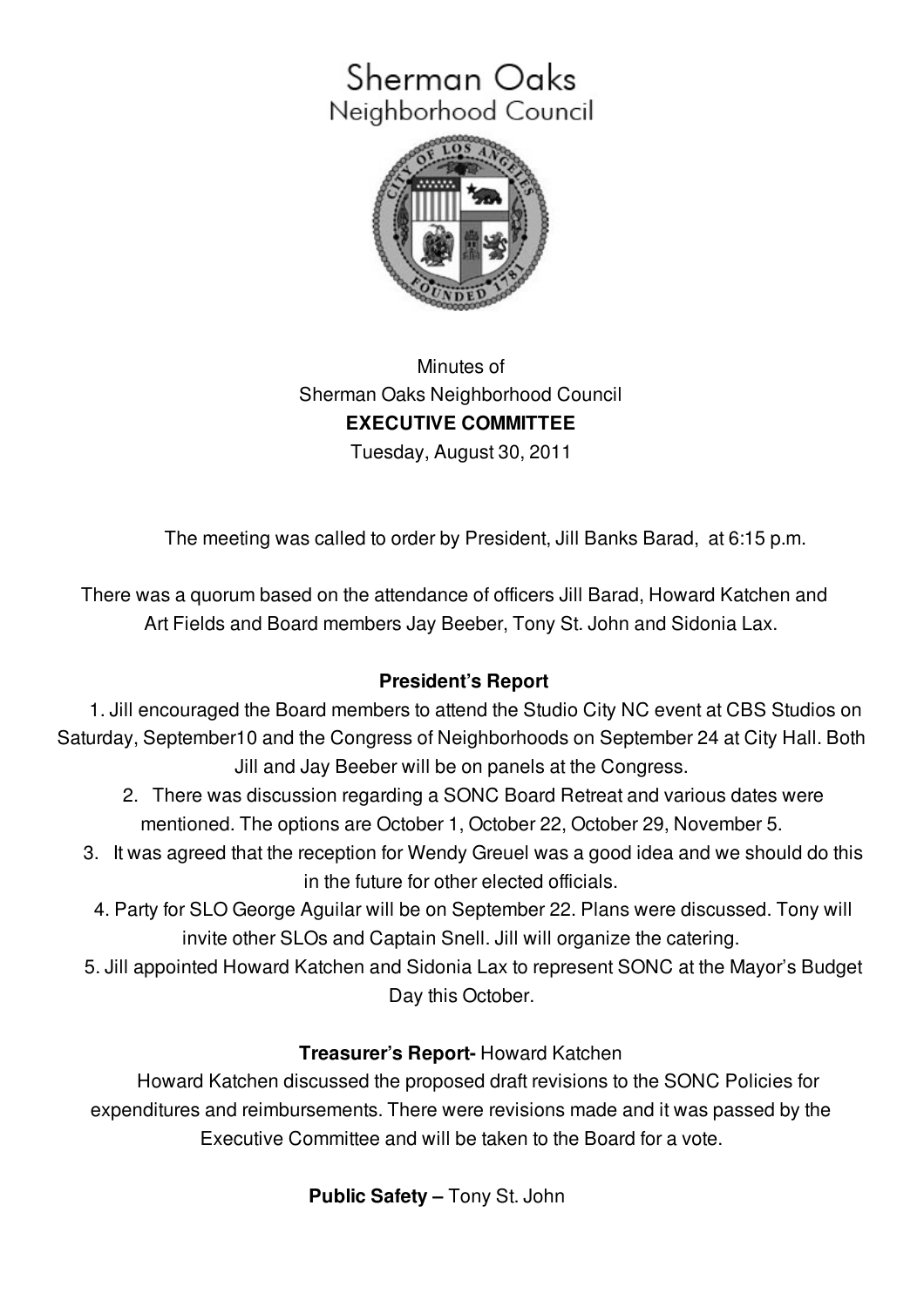# Sherman Oaks
## Neighborhood Council

Minutes of
Sherman Oaks Neighborhood Council
**EXECUTIVE COMMITTEE**
Tuesday, August 30, 2011

The meeting was called to order by President, Jill Banks Barad, at 6:15 p.m.

There was a quorum based on the attendance of officers Jill Barad, Howard Katchen and Art Fields and Board members Jay Beeber, Tony St. John and Sidonia Lax.

**President's Report**

1. Jill encouraged the Board members to attend the Studio City NC event at CBS Studios on Saturday, September10 and the Congress of Neighborhoods on September 24 at City Hall. Both Jill and Jay Beeber will be on panels at the Congress.
2. There was discussion regarding a SONC Board Retreat and various dates were mentioned. The options are October 1, October 22, October 29, November 5.
3. It was agreed that the reception for Wendy Greuel was a good idea and we should do this in the future for other elected officials.
4. Party for SLO George Aguilar will be on September 22. Plans were discussed. Tony will invite other SLOs and Captain Snell. Jill will organize the catering.
5. Jill appointed Howard Katchen and Sidonia Lax to represent SONC at the Mayor's Budget Day this October.

**Treasurer's Report-** Howard Katchen

Howard Katchen discussed the proposed draft revisions to the SONC Policies for expenditures and reimbursements. There were revisions made and it was passed by the Executive Committee and will be taken to the Board for a vote.

**Public Safety –** Tony St. John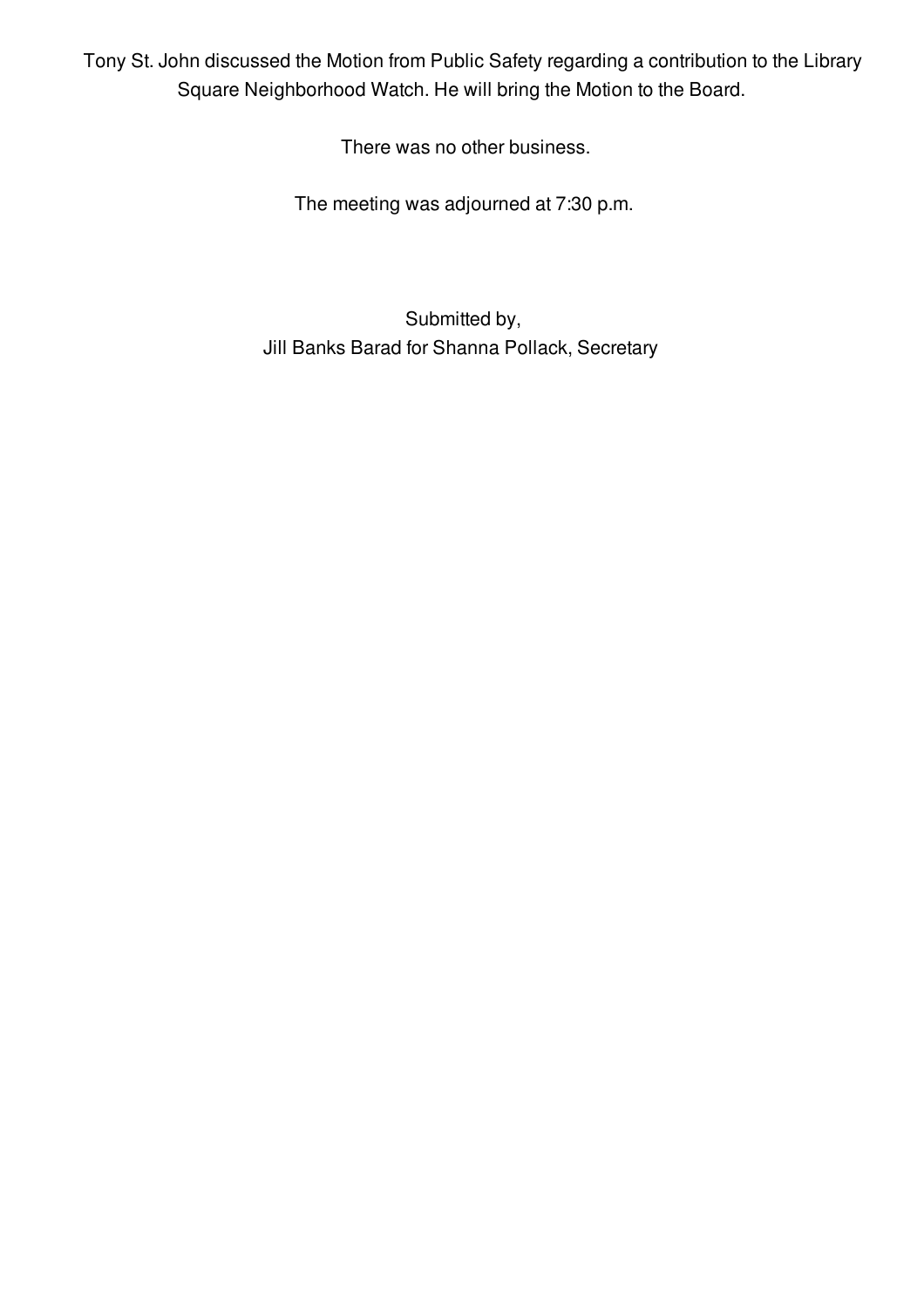Tony St. John discussed the Motion from Public Safety regarding a contribution to the Library Square Neighborhood Watch. He will bring the Motion to the Board.

There was no other business.

The meeting was adjourned at 7:30 p.m.

Submitted by,
Jill Banks Barad for Shanna Pollack, Secretary